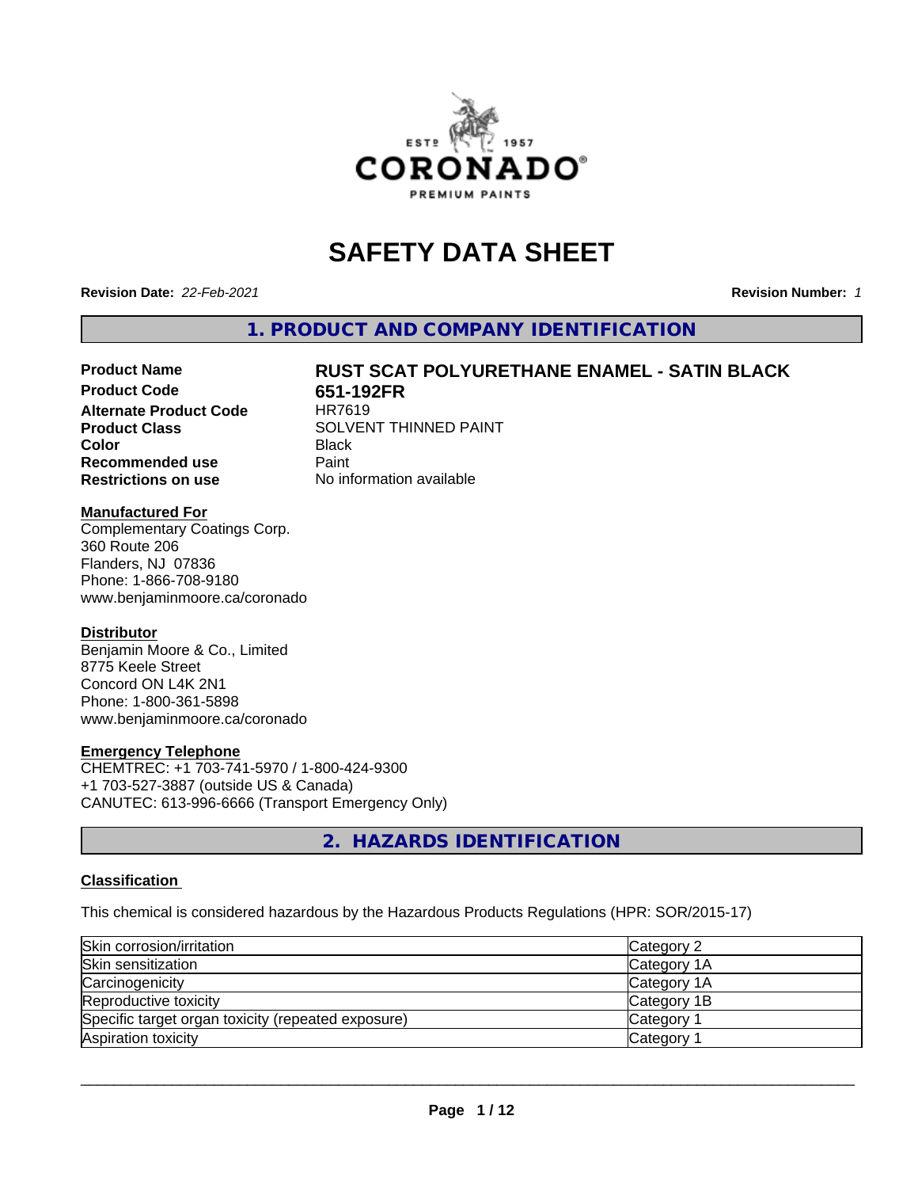# SAFETY DATA SHEET

**Revision Date:** *22-Feb-2021* **Revision Number:** *1*

## 1. PRODUCT AND COMPANY IDENTIFICATION

| | |
|---|---|
| **Product Name** | **RUST SCAT POLYURETHANE ENAMEL - SATIN BLACK** |
| **Product Code** | **651-192FR** |
| **Alternate Product Code** | HR7619 |
| **Product Class** | SOLVENT THINNED PAINT |
| **Color** | Black |
| **Recommended use** | Paint |
| **Restrictions on use** | No information available |

**Manufactured For**
Complementary Coatings Corp.
360 Route 206
Flanders, NJ 07836
Phone: 1-866-708-9180
www.benjaminmoore.ca/coronado

**Distributor**
Benjamin Moore & Co., Limited
8775 Keele Street
Concord ON L4K 2N1
Phone: 1-800-361-5898
www.benjaminmoore.ca/coronado

**Emergency Telephone**
CHEMTREC: +1 703-741-5970 / 1-800-424-9300
+1 703-527-3887 (outside US & Canada)
CANUTEC: 613-996-6666 (Transport Emergency Only)

## 2. HAZARDS IDENTIFICATION

**Classification**

This chemical is considered hazardous by the Hazardous Products Regulations (HPR: SOR/2015-17)

| | |
|---|---|
| Skin corrosion/irritation | Category 2 |
| Skin sensitization | Category 1A |
| Carcinogenicity | Category 1A |
| Reproductive toxicity | Category 1B |
| Specific target organ toxicity (repeated exposure) | Category 1 |
| Aspiration toxicity | Category 1 |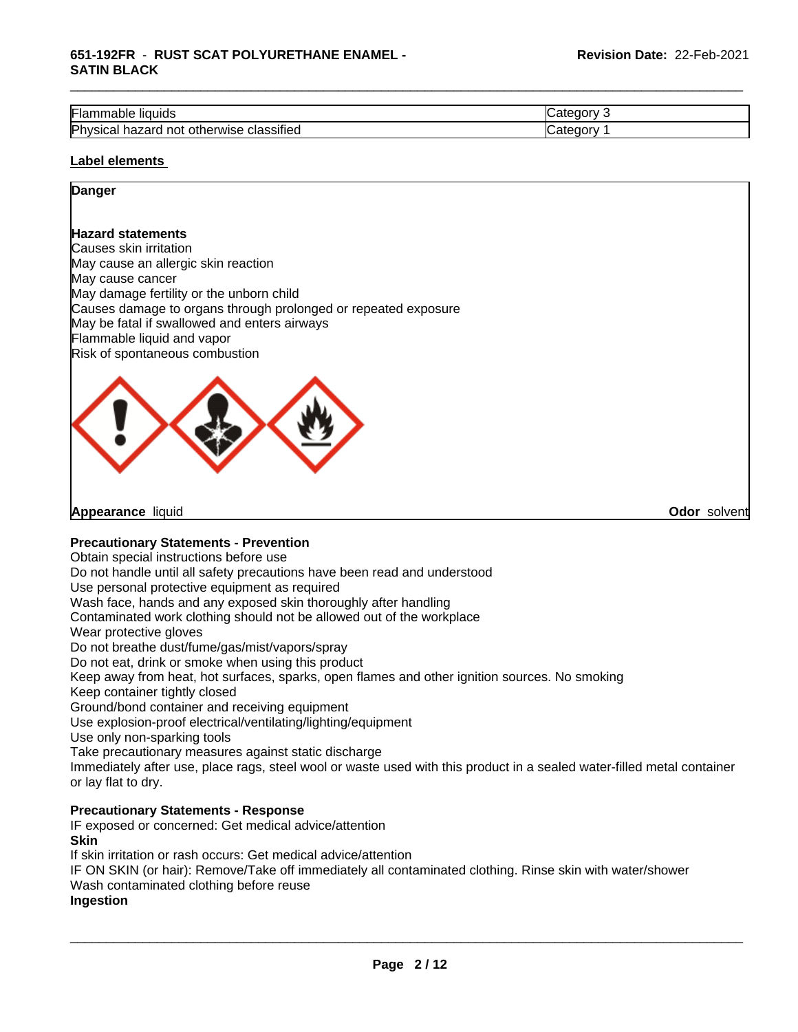| Flammable liquids | Category 3 |
|---|---|
| Physical hazard not otherwise classified | Category 1 |

**Label elements**

**Danger**

**Hazard statements**

Causes skin irritation
May cause an allergic skin reaction
May cause cancer
May damage fertility or the unborn child
Causes damage to organs through prolonged or repeated exposure
May be fatal if swallowed and enters airways
Flammable liquid and vapor
Risk of spontaneous combustion

**Appearance** liquid **Odor** solvent

**Precautionary Statements - Prevention**

Obtain special instructions before use
Do not handle until all safety precautions have been read and understood
Use personal protective equipment as required
Wash face, hands and any exposed skin thoroughly after handling
Contaminated work clothing should not be allowed out of the workplace
Wear protective gloves
Do not breathe dust/fume/gas/mist/vapors/spray
Do not eat, drink or smoke when using this product
Keep away from heat, hot surfaces, sparks, open flames and other ignition sources. No smoking
Keep container tightly closed
Ground/bond container and receiving equipment
Use explosion-proof electrical/ventilating/lighting/equipment
Use only non-sparking tools
Take precautionary measures against static discharge
Immediately after use, place rags, steel wool or waste used with this product in a sealed water-filled metal container or lay flat to dry.

**Precautionary Statements - Response**

IF exposed or concerned: Get medical advice/attention

**Skin**

If skin irritation or rash occurs: Get medical advice/attention
IF ON SKIN (or hair): Remove/Take off immediately all contaminated clothing. Rinse skin with water/shower
Wash contaminated clothing before reuse

**Ingestion**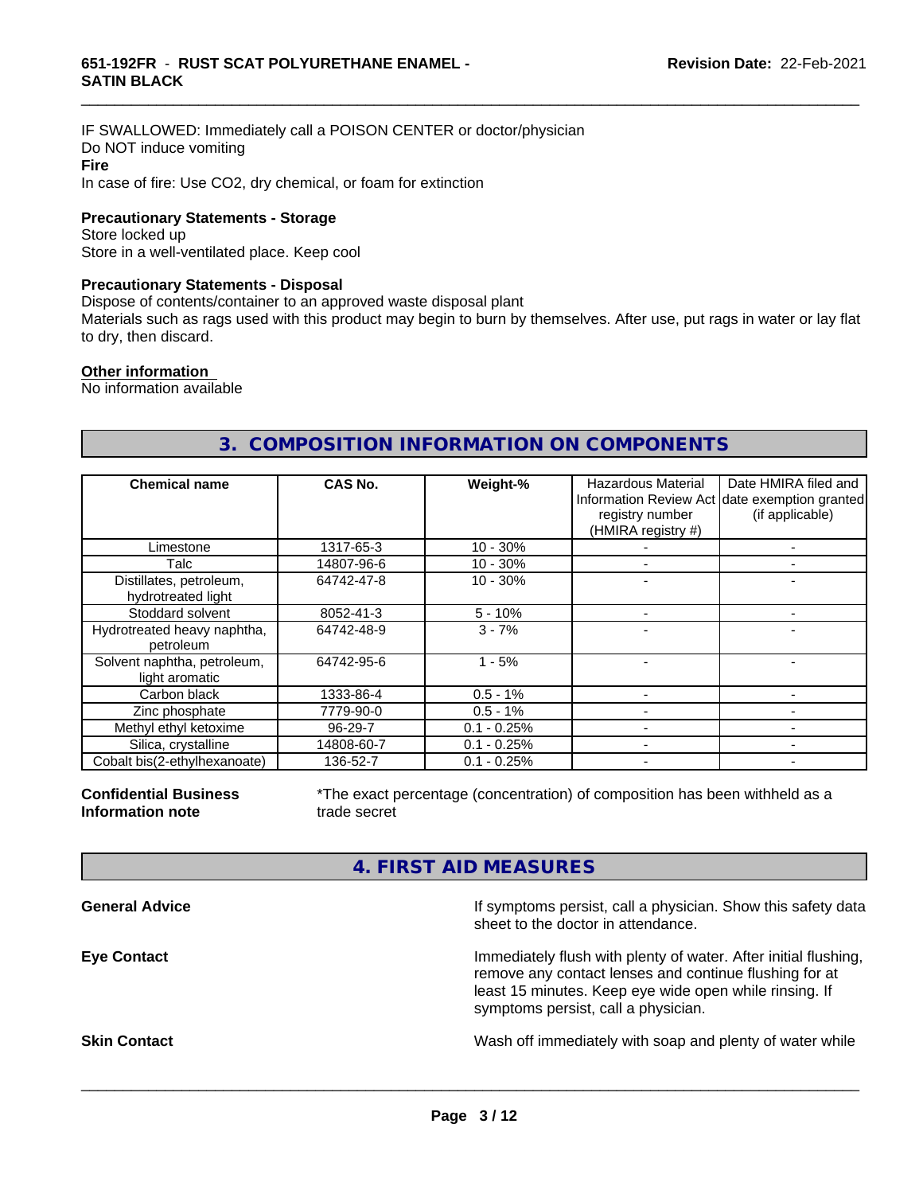IF SWALLOWED: Immediately call a POISON CENTER or doctor/physician
Do NOT induce vomiting

**Fire**

In case of fire: Use CO2, dry chemical, or foam for extinction

**Precautionary Statements - Storage**

Store locked up
Store in a well-ventilated place. Keep cool

**Precautionary Statements - Disposal**

Dispose of contents/container to an approved waste disposal plant
Materials such as rags used with this product may begin to burn by themselves. After use, put rags in water or lay flat to dry, then discard.

**Other information**

No information available

## 3. COMPOSITION INFORMATION ON COMPONENTS

| Chemical name | CAS No. | Weight-% | Hazardous Material Information Review Act registry number (HMIRA registry #) | Date HMIRA filed and date exemption granted (if applicable) |
|---|---|---|---|---|
| Limestone | 1317-65-3 | 10 - 30% | - | - |
| Talc | 14807-96-6 | 10 - 30% | - | - |
| Distillates, petroleum, hydrotreated light | 64742-47-8 | 10 - 30% | - | - |
| Stoddard solvent | 8052-41-3 | 5 - 10% | - | - |
| Hydrotreated heavy naphtha, petroleum | 64742-48-9 | 3 - 7% | - | - |
| Solvent naphtha, petroleum, light aromatic | 64742-95-6 | 1 - 5% | - | - |
| Carbon black | 1333-86-4 | 0.5 - 1% | - | - |
| Zinc phosphate | 7779-90-0 | 0.5 - 1% | - | - |
| Methyl ethyl ketoxime | 96-29-7 | 0.1 - 0.25% | - | - |
| Silica, crystalline | 14808-60-7 | 0.1 - 0.25% | - | - |
| Cobalt bis(2-ethylhexanoate) | 136-52-7 | 0.1 - 0.25% | - | - |

**Confidential Business Information note**

*The exact percentage (concentration) of composition has been withheld as a trade secret

## 4. FIRST AID MEASURES

**General Advice**

If symptoms persist, call a physician. Show this safety data sheet to the doctor in attendance.

**Eye Contact**

Immediately flush with plenty of water. After initial flushing, remove any contact lenses and continue flushing for at least 15 minutes. Keep eye wide open while rinsing. If symptoms persist, call a physician.

**Skin Contact**

Wash off immediately with soap and plenty of water while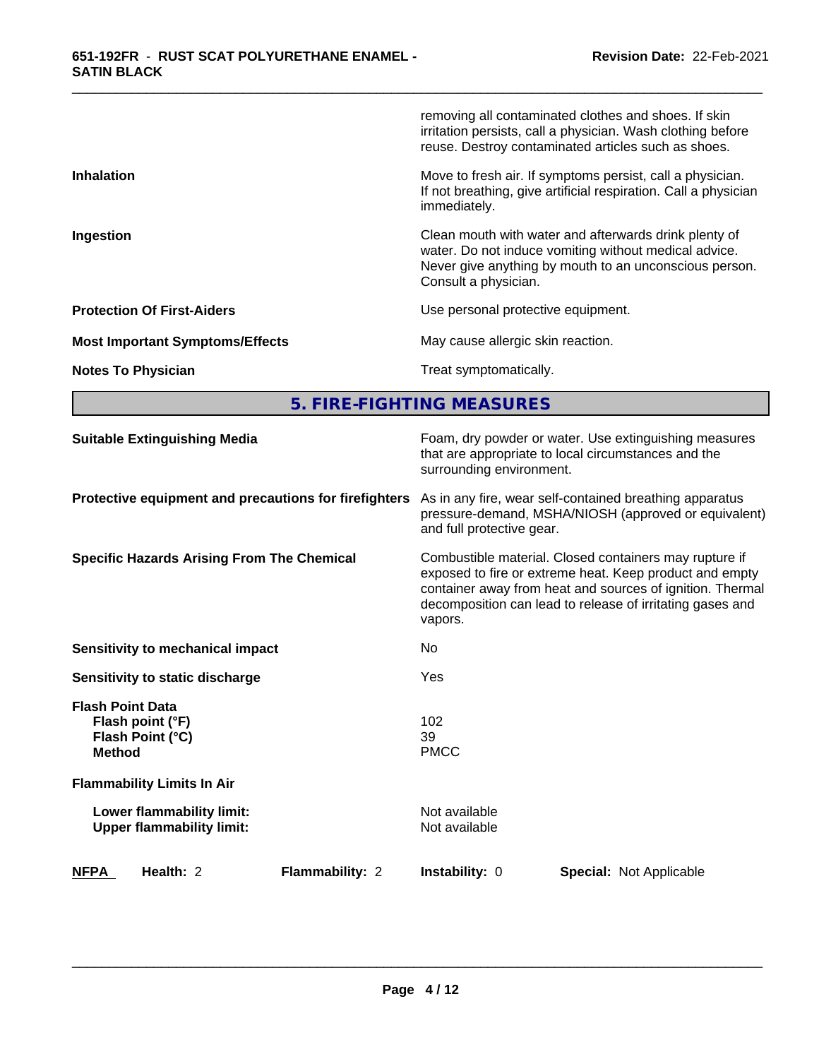| | |
|---|---|
| | removing all contaminated clothes and shoes. If skin irritation persists, call a physician. Wash clothing before reuse. Destroy contaminated articles such as shoes. |
| **Inhalation** | Move to fresh air. If symptoms persist, call a physician. If not breathing, give artificial respiration. Call a physician immediately. |
| **Ingestion** | Clean mouth with water and afterwards drink plenty of water. Do not induce vomiting without medical advice. Never give anything by mouth to an unconscious person. Consult a physician. |
| **Protection Of First-Aiders** | Use personal protective equipment. |
| **Most Important Symptoms/Effects** | May cause allergic skin reaction. |
| **Notes To Physician** | Treat symptomatically. |

## 5. FIRE-FIGHTING MEASURES

| | |
|---|---|
| **Suitable Extinguishing Media** | Foam, dry powder or water. Use extinguishing measures that are appropriate to local circumstances and the surrounding environment. |
| **Protective equipment and precautions for firefighters** | As in any fire, wear self-contained breathing apparatus pressure-demand, MSHA/NIOSH (approved or equivalent) and full protective gear. |
| **Specific Hazards Arising From The Chemical** | Combustible material. Closed containers may rupture if exposed to fire or extreme heat. Keep product and empty container away from heat and sources of ignition. Thermal decomposition can lead to release of irritating gases and vapors. |
| **Sensitivity to mechanical impact** | No |
| **Sensitivity to static discharge** | Yes |
| **Flash Point Data** | |
| **Flash point (°F)** | 102 |
| **Flash Point (°C)** | 39 |
| **Method** | PMCC |
| **Flammability Limits In Air** | |
| **Lower flammability limit:** | Not available |
| **Upper flammability limit:** | Not available |

| NFPA | Health: 2 | Flammability: 2 | Instability: 0 | Special: Not Applicable |
|---|---|---|---|---|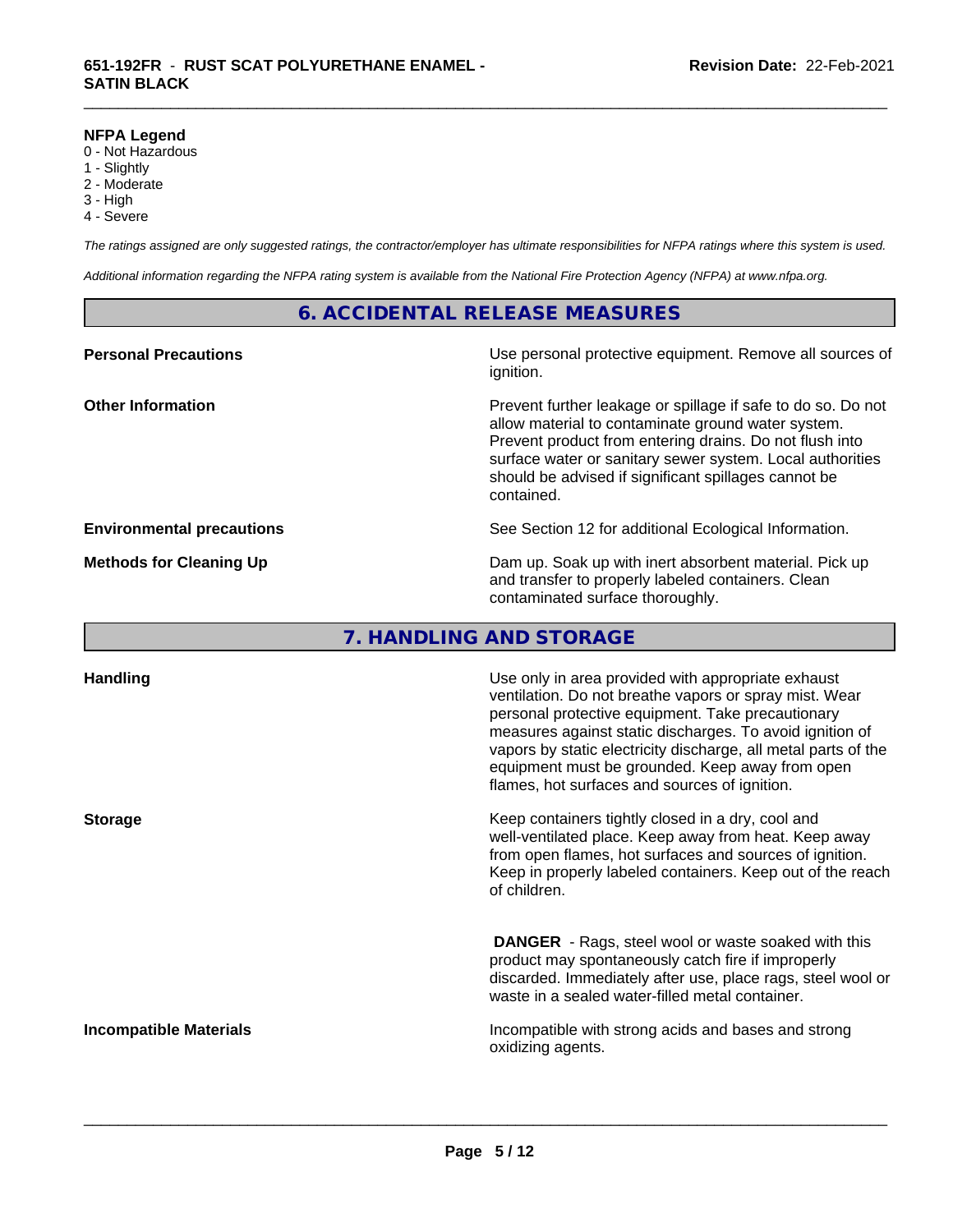**NFPA Legend**
0 - Not Hazardous
1 - Slightly
2 - Moderate
3 - High
4 - Severe

*The ratings assigned are only suggested ratings, the contractor/employer has ultimate responsibilities for NFPA ratings where this system is used.*

*Additional information regarding the NFPA rating system is available from the National Fire Protection Agency (NFPA) at www.nfpa.org.*

## 6. ACCIDENTAL RELEASE MEASURES

**Personal Precautions**

Use personal protective equipment. Remove all sources of ignition.

**Other Information**

Prevent further leakage or spillage if safe to do so. Do not allow material to contaminate ground water system. Prevent product from entering drains. Do not flush into surface water or sanitary sewer system. Local authorities should be advised if significant spillages cannot be contained.

**Environmental precautions**

See Section 12 for additional Ecological Information.

**Methods for Cleaning Up**

Dam up. Soak up with inert absorbent material. Pick up and transfer to properly labeled containers. Clean contaminated surface thoroughly.

## 7. HANDLING AND STORAGE

**Handling**

Use only in area provided with appropriate exhaust ventilation. Do not breathe vapors or spray mist. Wear personal protective equipment. Take precautionary measures against static discharges. To avoid ignition of vapors by static electricity discharge, all metal parts of the equipment must be grounded. Keep away from open flames, hot surfaces and sources of ignition.

**Storage**

Keep containers tightly closed in a dry, cool and well-ventilated place. Keep away from heat. Keep away from open flames, hot surfaces and sources of ignition. Keep in properly labeled containers. Keep out of the reach of children.

**DANGER** - Rags, steel wool or waste soaked with this product may spontaneously catch fire if improperly discarded. Immediately after use, place rags, steel wool or waste in a sealed water-filled metal container.

**Incompatible Materials**

Incompatible with strong acids and bases and strong oxidizing agents.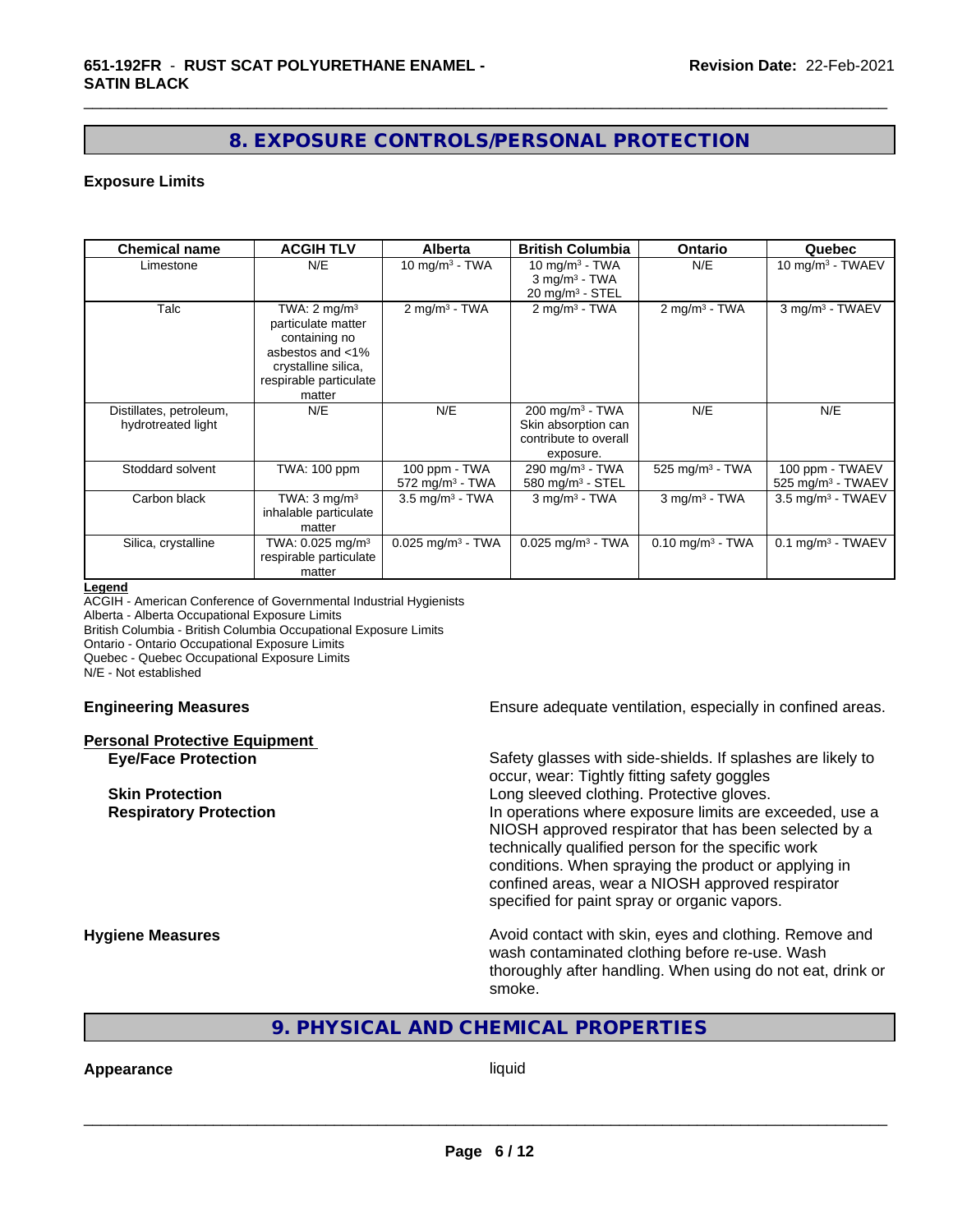## 8. EXPOSURE CONTROLS/PERSONAL PROTECTION

### Exposure Limits

| Chemical name | ACGIH TLV | Alberta | British Columbia | Ontario | Quebec |
|---|---|---|---|---|---|
| Limestone | N/E | 10 $mg/m^3$ - TWA | 10 $mg/m^3$ - TWA<br>3 $mg/m^3$ - TWA<br>20 $mg/m^3$ - STEL | N/E | 10 $mg/m^3$ - TWAEV |
| Talc | TWA: 2 $mg/m^3$ particulate matter containing no asbestos and <1% crystalline silica, respirable particulate matter | 2 $mg/m^3$ - TWA | 2 $mg/m^3$ - TWA | 2 $mg/m^3$ - TWA | 3 $mg/m^3$ - TWAEV |
| Distillates, petroleum, hydrotreated light | N/E | N/E | 200 $mg/m^3$ - TWA<br>Skin absorption can contribute to overall exposure. | N/E | N/E |
| Stoddard solvent | TWA: 100 ppm | 100 ppm - TWA<br>572 $mg/m^3$ - TWA | 290 $mg/m^3$ - TWA<br>580 $mg/m^3$ - STEL | 525 $mg/m^3$ - TWA | 100 ppm - TWAEV<br>525 $mg/m^3$ - TWAEV |
| Carbon black | TWA: 3 $mg/m^3$ inhalable particulate matter | 3.5 $mg/m^3$ - TWA | 3 $mg/m^3$ - TWA | 3 $mg/m^3$ - TWA | 3.5 $mg/m^3$ - TWAEV |
| Silica, crystalline | TWA: 0.025 $mg/m^3$ respirable particulate matter | 0.025 $mg/m^3$ - TWA | 0.025 $mg/m^3$ - TWA | 0.10 $mg/m^3$ - TWA | 0.1 $mg/m^3$ - TWAEV |

**Legend**
ACGIH - American Conference of Governmental Industrial Hygienists
Alberta - Alberta Occupational Exposure Limits
British Columbia - British Columbia Occupational Exposure Limits
Ontario - Ontario Occupational Exposure Limits
Quebec - Quebec Occupational Exposure Limits
N/E - Not established

**Engineering Measures** Ensure adequate ventilation, especially in confined areas.

**Personal Protective Equipment**

**Eye/Face Protection** Safety glasses with side-shields. If splashes are likely to occur, wear: Tightly fitting safety goggles

**Skin Protection** Long sleeved clothing. Protective gloves.

**Respiratory Protection** In operations where exposure limits are exceeded, use a NIOSH approved respirator that has been selected by a technically qualified person for the specific work conditions. When spraying the product or applying in confined areas, wear a NIOSH approved respirator specified for paint spray or organic vapors.

**Hygiene Measures** Avoid contact with skin, eyes and clothing. Remove and wash contaminated clothing before re-use. Wash thoroughly after handling. When using do not eat, drink or smoke.

## 9. PHYSICAL AND CHEMICAL PROPERTIES

**Appearance** liquid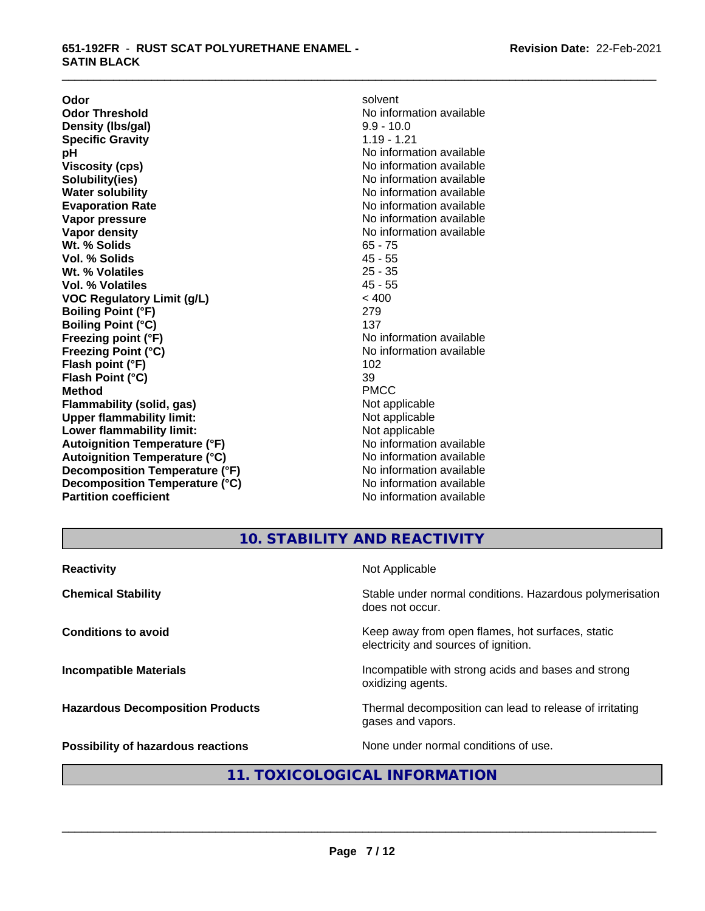| | |
|---|---|
| **Odor** | solvent |
| **Odor Threshold** | No information available |
| **Density (lbs/gal)** | 9.9 - 10.0 |
| **Specific Gravity** | 1.19 - 1.21 |
| **pH** | No information available |
| **Viscosity (cps)** | No information available |
| **Solubility(ies)** | No information available |
| **Water solubility** | No information available |
| **Evaporation Rate** | No information available |
| **Vapor pressure** | No information available |
| **Vapor density** | No information available |
| **Wt. % Solids** | 65 - 75 |
| **Vol. % Solids** | 45 - 55 |
| **Wt. % Volatiles** | 25 - 35 |
| **Vol. % Volatiles** | 45 - 55 |
| **VOC Regulatory Limit (g/L)** | < 400 |
| **Boiling Point (°F)** | 279 |
| **Boiling Point (°C)** | 137 |
| **Freezing point (°F)** | No information available |
| **Freezing Point (°C)** | No information available |
| **Flash point (°F)** | 102 |
| **Flash Point (°C)** | 39 |
| **Method** | PMCC |
| **Flammability (solid, gas)** | Not applicable |
| **Upper flammability limit:** | Not applicable |
| **Lower flammability limit:** | Not applicable |
| **Autoignition Temperature (°F)** | No information available |
| **Autoignition Temperature (°C)** | No information available |
| **Decomposition Temperature (°F)** | No information available |
| **Decomposition Temperature (°C)** | No information available |
| **Partition coefficient** | No information available |

## 10. STABILITY AND REACTIVITY

| | |
|---|---|
| **Reactivity** | Not Applicable |
| **Chemical Stability** | Stable under normal conditions. Hazardous polymerisation does not occur. |
| **Conditions to avoid** | Keep away from open flames, hot surfaces, static electricity and sources of ignition. |
| **Incompatible Materials** | Incompatible with strong acids and bases and strong oxidizing agents. |
| **Hazardous Decomposition Products** | Thermal decomposition can lead to release of irritating gases and vapors. |
| **Possibility of hazardous reactions** | None under normal conditions of use. |

## 11. TOXICOLOGICAL INFORMATION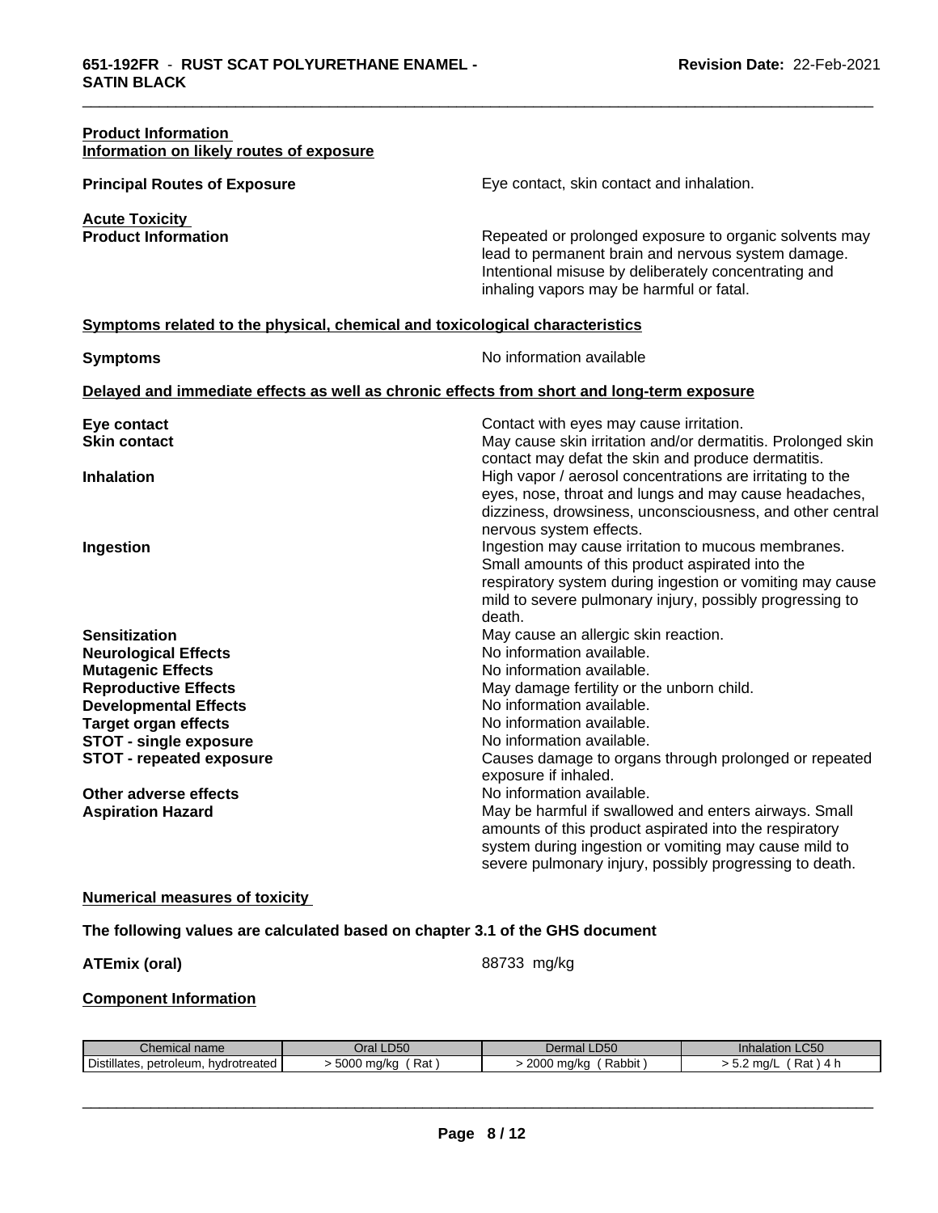**Product Information**
**Information on likely routes of exposure**

**Principal Routes of Exposure** Eye contact, skin contact and inhalation.

**Acute Toxicity**
**Product Information** Repeated or prolonged exposure to organic solvents may lead to permanent brain and nervous system damage. Intentional misuse by deliberately concentrating and inhaling vapors may be harmful or fatal.

**Symptoms related to the physical, chemical and toxicological characteristics**

**Symptoms** No information available

**Delayed and immediate effects as well as chronic effects from short and long-term exposure**

**Eye contact** Contact with eyes may cause irritation.

**Skin contact** May cause skin irritation and/or dermatitis. Prolonged skin contact may defat the skin and produce dermatitis.

**Inhalation** High vapor / aerosol concentrations are irritating to the eyes, nose, throat and lungs and may cause headaches, dizziness, drowsiness, unconsciousness, and other central nervous system effects.

**Ingestion** Ingestion may cause irritation to mucous membranes. Small amounts of this product aspirated into the respiratory system during ingestion or vomiting may cause mild to severe pulmonary injury, possibly progressing to death.

**Sensitization** May cause an allergic skin reaction.

**Neurological Effects** No information available.

**Mutagenic Effects** No information available.

**Reproductive Effects** May damage fertility or the unborn child.

**Developmental Effects** No information available.

**Target organ effects** No information available.

**STOT - single exposure** No information available.

**STOT - repeated exposure** Causes damage to organs through prolonged or repeated exposure if inhaled.

**Other adverse effects** No information available.

**Aspiration Hazard** May be harmful if swallowed and enters airways. Small amounts of this product aspirated into the respiratory system during ingestion or vomiting may cause mild to severe pulmonary injury, possibly progressing to death.

**Numerical measures of toxicity**

**The following values are calculated based on chapter 3.1 of the GHS document**

**ATEmix (oral)** 88733 mg/kg

**Component Information**

| Chemical name | Oral LD50 | Dermal LD50 | Inhalation LC50 |
|---|---|---|---|
| Distillates, petroleum, hydrotreated | > 5000 mg/kg ( Rat ) | > 2000 mg/kg ( Rabbit ) | > 5.2 mg/L ( Rat ) 4 h |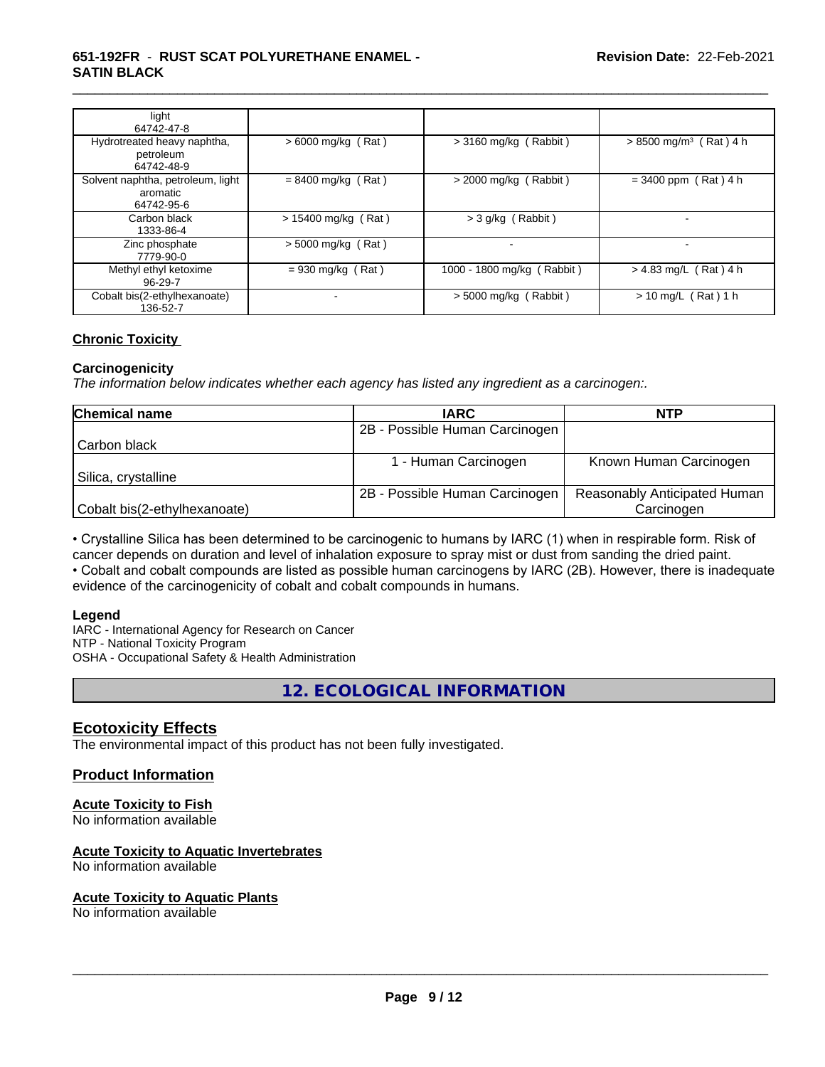| | | | |
|---|---|---|---|
| light<br>64742-47-8 | | | |
| Hydrotreated heavy naphtha, petroleum<br>64742-48-9 | > 6000 mg/kg ( Rat ) | > 3160 mg/kg ( Rabbit ) | > 8500 mg/m³ ( Rat ) 4 h |
| Solvent naphtha, petroleum, light aromatic<br>64742-95-6 | = 8400 mg/kg ( Rat ) | > 2000 mg/kg ( Rabbit ) | = 3400 ppm ( Rat ) 4 h |
| Carbon black<br>1333-86-4 | > 15400 mg/kg ( Rat ) | > 3 g/kg ( Rabbit ) | - |
| Zinc phosphate<br>7779-90-0 | > 5000 mg/kg ( Rat ) | - | - |
| Methyl ethyl ketoxime<br>96-29-7 | = 930 mg/kg ( Rat ) | 1000 - 1800 mg/kg ( Rabbit ) | > 4.83 mg/L ( Rat ) 4 h |
| Cobalt bis(2-ethylhexanoate)<br>136-52-7 | - | > 5000 mg/kg ( Rabbit ) | > 10 mg/L ( Rat ) 1 h |

## Chronic Toxicity

### Carcinogenicity

*The information below indicates whether each agency has listed any ingredient as a carcinogen:.*

| Chemical name | IARC | NTP |
|---|---|---|
| Carbon black | 2B - Possible Human Carcinogen | |
| Silica, crystalline | 1 - Human Carcinogen | Known Human Carcinogen |
| Cobalt bis(2-ethylhexanoate) | 2B - Possible Human Carcinogen | Reasonably Anticipated Human Carcinogen |

• Crystalline Silica has been determined to be carcinogenic to humans by IARC (1) when in respirable form. Risk of cancer depends on duration and level of inhalation exposure to spray mist or dust from sanding the dried paint.
• Cobalt and cobalt compounds are listed as possible human carcinogens by IARC (2B). However, there is inadequate evidence of the carcinogenicity of cobalt and cobalt compounds in humans.

### Legend

IARC - International Agency for Research on Cancer
NTP - National Toxicity Program
OSHA - Occupational Safety & Health Administration

# 12. ECOLOGICAL INFORMATION

## Ecotoxicity Effects

The environmental impact of this product has not been fully investigated.

## Product Information

### Acute Toxicity to Fish

No information available

### Acute Toxicity to Aquatic Invertebrates

No information available

### Acute Toxicity to Aquatic Plants

No information available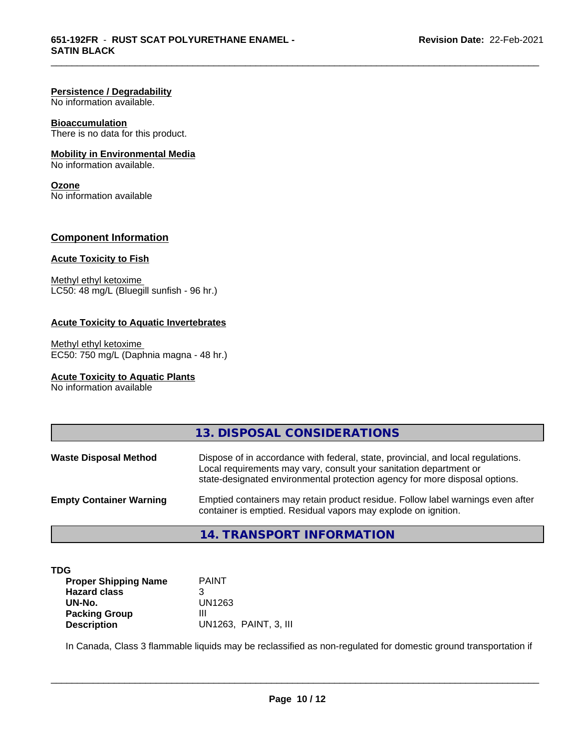**Persistence / Degradability**
No information available.

**Bioaccumulation**
There is no data for this product.

**Mobility in Environmental Media**
No information available.

**Ozone**
No information available

## Component Information

**Acute Toxicity to Fish**

Methyl ethyl ketoxime
LC50: 48 mg/L (Bluegill sunfish - 96 hr.)

**Acute Toxicity to Aquatic Invertebrates**

Methyl ethyl ketoxime
EC50: 750 mg/L (Daphnia magna - 48 hr.)

**Acute Toxicity to Aquatic Plants**
No information available

## 13. DISPOSAL CONSIDERATIONS

**Waste Disposal Method** Dispose of in accordance with federal, state, provincial, and local regulations. Local requirements may vary, consult your sanitation department or state-designated environmental protection agency for more disposal options.

**Empty Container Warning** Emptied containers may retain product residue. Follow label warnings even after container is emptied. Residual vapors may explode on ignition.

## 14. TRANSPORT INFORMATION

**TDG**

| | |
|---|---|
| **Proper Shipping Name** | PAINT |
| **Hazard class** | 3 |
| **UN-No.** | UN1263 |
| **Packing Group** | III |
| **Description** | UN1263, PAINT, 3, III |

In Canada, Class 3 flammable liquids may be reclassified as non-regulated for domestic ground transportation if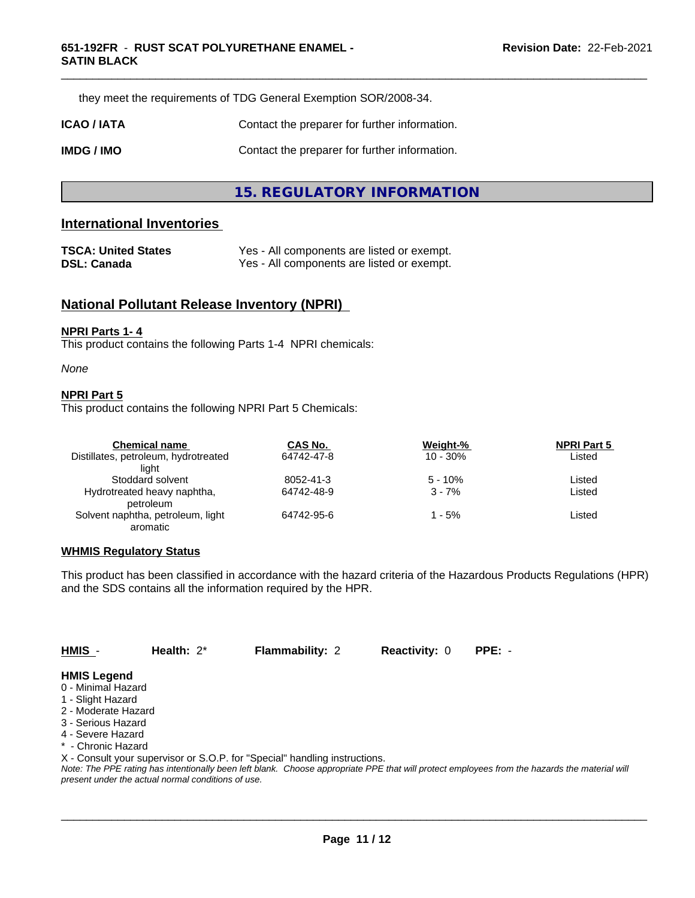they meet the requirements of TDG General Exemption SOR/2008-34.

**ICAO / IATA** Contact the preparer for further information.

**IMDG / IMO** Contact the preparer for further information.

## 15. REGULATORY INFORMATION

### International Inventories

| | |
|---|---|
| **TSCA: United States** | Yes - All components are listed or exempt. |
| **DSL: Canada** | Yes - All components are listed or exempt. |

### National Pollutant Release Inventory (NPRI)

**NPRI Parts 1- 4**

This product contains the following Parts 1-4 NPRI chemicals:

*None*

**NPRI Part 5**

This product contains the following NPRI Part 5 Chemicals:

| Chemical name | CAS No. | Weight-% | NPRI Part 5 |
|---|---|---|---|
| Distillates, petroleum, hydrotreated light | 64742-47-8 | 10 - 30% | Listed |
| Stoddard solvent | 8052-41-3 | 5 - 10% | Listed |
| Hydrotreated heavy naphtha, petroleum | 64742-48-9 | 3 - 7% | Listed |
| Solvent naphtha, petroleum, light aromatic | 64742-95-6 | 1 - 5% | Listed |

**WHMIS Regulatory Status**

This product has been classified in accordance with the hazard criteria of the Hazardous Products Regulations (HPR) and the SDS contains all the information required by the HPR.

| **HMIS** - | **Health:** 2* | **Flammability:** 2 | **Reactivity:** 0 | **PPE:** - |
|---|---|---|---|---|

**HMIS Legend**

0 - Minimal Hazard
1 - Slight Hazard
2 - Moderate Hazard
3 - Serious Hazard
4 - Severe Hazard
* - Chronic Hazard
X - Consult your supervisor or S.O.P. for "Special" handling instructions.

*Note: The PPE rating has intentionally been left blank. Choose appropriate PPE that will protect employees from the hazards the material will present under the actual normal conditions of use.*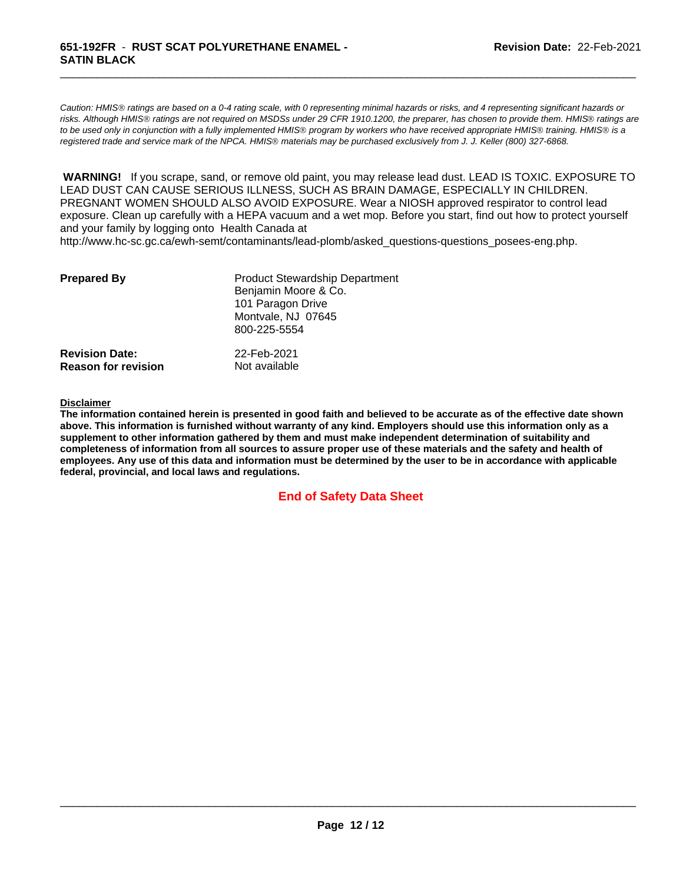*Caution: HMIS® ratings are based on a 0-4 rating scale, with 0 representing minimal hazards or risks, and 4 representing significant hazards or risks. Although HMIS® ratings are not required on MSDSs under 29 CFR 1910.1200, the preparer, has chosen to provide them. HMIS® ratings are to be used only in conjunction with a fully implemented HMIS® program by workers who have received appropriate HMIS® training. HMIS® is a registered trade and service mark of the NPCA. HMIS® materials may be purchased exclusively from J. J. Keller (800) 327-6868.*

**WARNING!** If you scrape, sand, or remove old paint, you may release lead dust. LEAD IS TOXIC. EXPOSURE TO LEAD DUST CAN CAUSE SERIOUS ILLNESS, SUCH AS BRAIN DAMAGE, ESPECIALLY IN CHILDREN. PREGNANT WOMEN SHOULD ALSO AVOID EXPOSURE. Wear a NIOSH approved respirator to control lead exposure. Clean up carefully with a HEPA vacuum and a wet mop. Before you start, find out how to protect yourself and your family by logging onto Health Canada at http://www.hc-sc.gc.ca/ewh-semt/contaminants/lead-plomb/asked_questions-questions_posees-eng.php.

| | |
|---|---|
| **Prepared By** | Product Stewardship Department<br>Benjamin Moore & Co.<br>101 Paragon Drive<br>Montvale, NJ 07645<br>800-225-5554 |
| **Revision Date:** | 22-Feb-2021 |
| **Reason for revision** | Not available |

**Disclaimer**

**The information contained herein is presented in good faith and believed to be accurate as of the effective date shown above. This information is furnished without warranty of any kind. Employers should use this information only as a supplement to other information gathered by them and must make independent determination of suitability and completeness of information from all sources to assure proper use of these materials and the safety and health of employees. Any use of this data and information must be determined by the user to be in accordance with applicable federal, provincial, and local laws and regulations.**

**End of Safety Data Sheet**